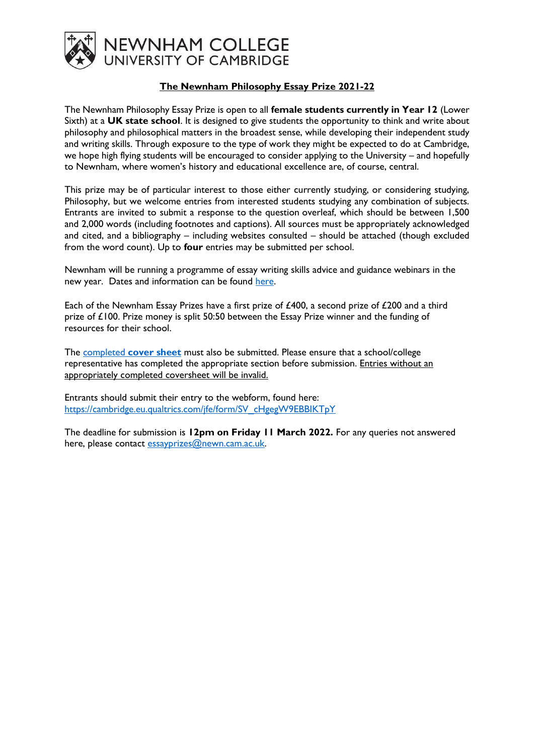NEWNHAM COLLEGE
UNIVERSITY OF CAMBRIDGE

# The Newnham Philosophy Essay Prize 2021-22

The Newnham Philosophy Essay Prize is open to all **female students currently in Year 12** (Lower Sixth) at a **UK state school**. It is designed to give students the opportunity to think and write about philosophy and philosophical matters in the broadest sense, while developing their independent study and writing skills. Through exposure to the type of work they might be expected to do at Cambridge, we hope high flying students will be encouraged to consider applying to the University – and hopefully to Newnham, where women's history and educational excellence are, of course, central.

This prize may be of particular interest to those either currently studying, or considering studying, Philosophy, but we welcome entries from interested students studying any combination of subjects. Entrants are invited to submit a response to the question overleaf, which should be between 1,500 and 2,000 words (including footnotes and captions). All sources must be appropriately acknowledged and cited, and a bibliography – including websites consulted – should be attached (though excluded from the word count). Up to **four** entries may be submitted per school.

Newnham will be running a programme of essay writing skills advice and guidance webinars in the new year. Dates and information can be found here.

Each of the Newnham Essay Prizes have a first prize of £400, a second prize of £200 and a third prize of £100. Prize money is split 50:50 between the Essay Prize winner and the funding of resources for their school.

The completed **cover sheet** must also be submitted. Please ensure that a school/college representative has completed the appropriate section before submission. Entries without an appropriately completed coversheet will be invalid.

Entrants should submit their entry to the webform, found here:
https://cambridge.eu.qualtrics.com/jfe/form/SV_cHgegW9EBBIKTpY

The deadline for submission is **12pm on Friday 11 March 2022.** For any queries not answered here, please contact essayprizes@newn.cam.ac.uk.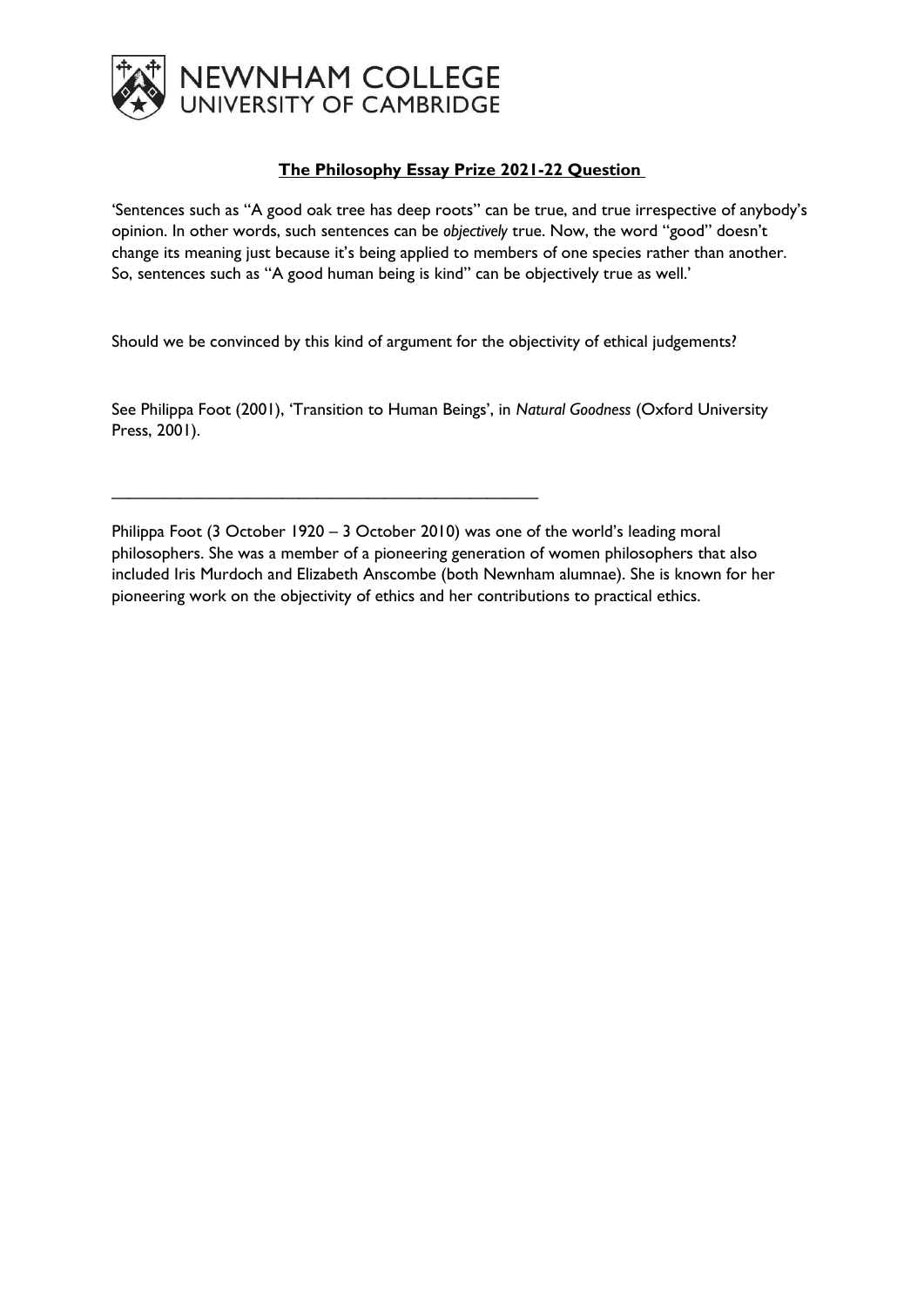NEWNHAM COLLEGE
UNIVERSITY OF CAMBRIDGE

## **The Philosophy Essay Prize 2021-22 Question**

'Sentences such as "A good oak tree has deep roots" can be true, and true irrespective of anybody's opinion. In other words, such sentences can be *objectively* true. Now, the word "good" doesn't change its meaning just because it's being applied to members of one species rather than another. So, sentences such as "A good human being is kind" can be objectively true as well.'

Should we be convinced by this kind of argument for the objectivity of ethical judgements?

See Philippa Foot (2001), 'Transition to Human Beings', in *Natural Goodness* (Oxford University Press, 2001).

---

Philippa Foot (3 October 1920 – 3 October 2010) was one of the world's leading moral philosophers. She was a member of a pioneering generation of women philosophers that also included Iris Murdoch and Elizabeth Anscombe (both Newnham alumnae). She is known for her pioneering work on the objectivity of ethics and her contributions to practical ethics.